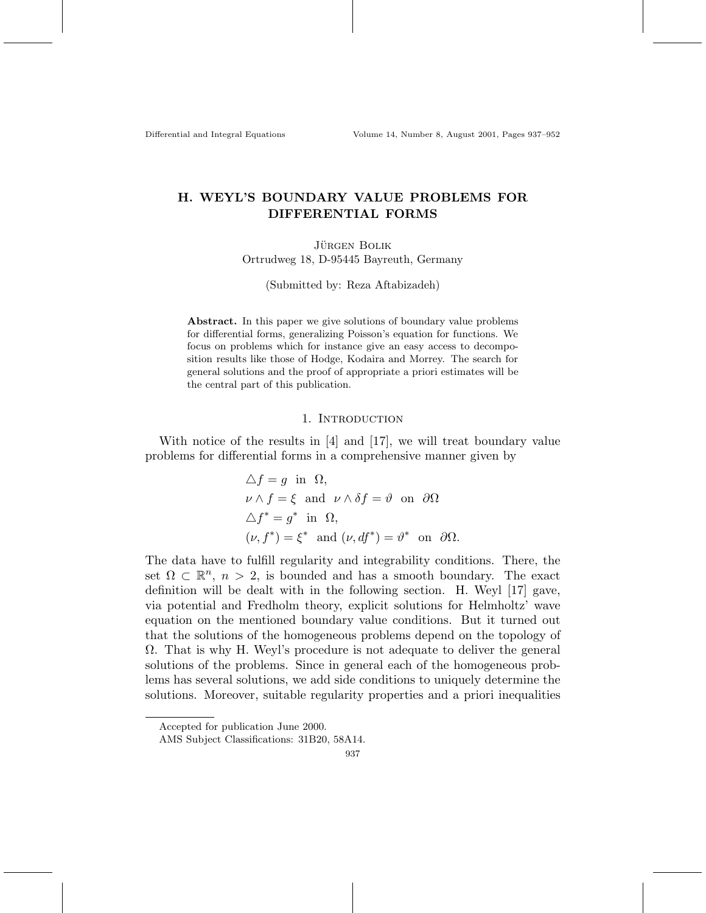# H. WEYL'S BOUNDARY VALUE PROBLEMS FOR DIFFERENTIAL FORMS

Jürgen Bolik
Ortrudweg 18, D-95445 Bayreuth, Germany

(Submitted by: Reza Aftabizadeh)

**Abstract.** In this paper we give solutions of boundary value problems for differential forms, generalizing Poisson's equation for functions. We focus on problems which for instance give an easy access to decomposition results like those of Hodge, Kodaira and Morrey. The search for general solutions and the proof of appropriate a priori estimates will be the central part of this publication.

## 1. Introduction

With notice of the results in [4] and [17], we will treat boundary value problems for differential forms in a comprehensive manner given by

$$
\begin{aligned}
&\triangle f = g \ \text{ in } \ \Omega,\\
&\nu \wedge f = \xi \ \text{ and } \ \nu \wedge \delta f = \vartheta \ \text{ on } \ \partial\Omega\\
&\triangle f^* = g^* \ \text{ in } \ \Omega,\\
&(\nu, f^*) = \xi^* \ \text{ and } (\nu, df^*) = \vartheta^* \ \text{ on } \ \partial\Omega.
\end{aligned}
$$

The data have to fulfill regularity and integrability conditions. There, the set $\Omega \subset \mathbb{R}^n$, $n > 2$, is bounded and has a smooth boundary. The exact definition will be dealt with in the following section. H. Weyl [17] gave, via potential and Fredholm theory, explicit solutions for Helmholtz' wave equation on the mentioned boundary value conditions. But it turned out that the solutions of the homogeneous problems depend on the topology of $\Omega$. That is why H. Weyl's procedure is not adequate to deliver the general solutions of the problems. Since in general each of the homogeneous problems has several solutions, we add side conditions to uniquely determine the solutions. Moreover, suitable regularity properties and a priori inequalities

---

Accepted for publication June 2000.

AMS Subject Classifications: 31B20, 58A14.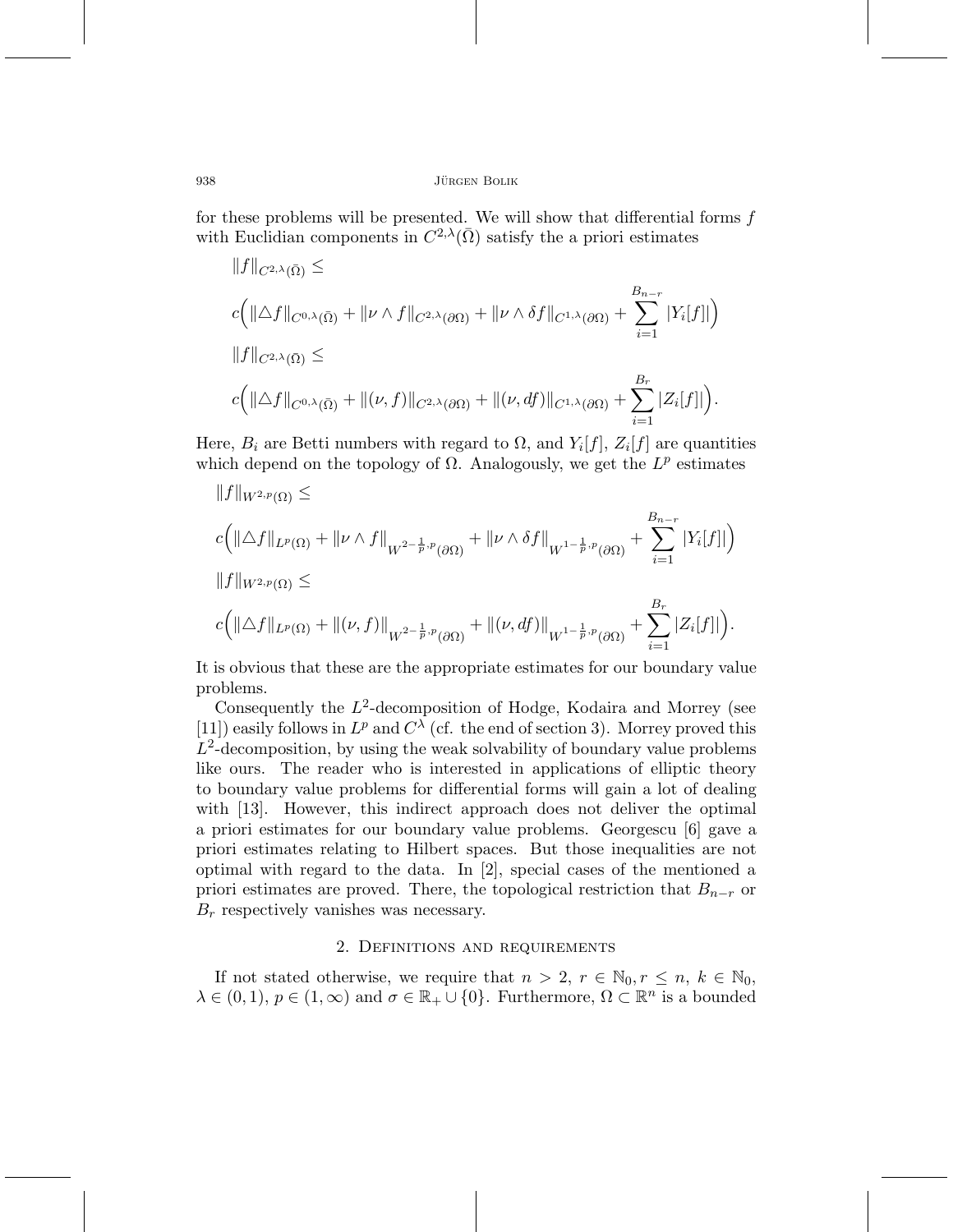for these problems will be presented. We will show that differential forms $f$ with Euclidian components in $C^{2,\lambda}(\bar{\Omega})$ satisfy the a priori estimates

$$
\begin{aligned}
&\|f\|_{C^{2,\lambda}(\bar{\Omega})} \leq \\
&c\Big(\|\triangle f\|_{C^{0,\lambda}(\bar{\Omega})} + \|\nu \wedge f\|_{C^{2,\lambda}(\partial\Omega)} + \|\nu \wedge \delta f\|_{C^{1,\lambda}(\partial\Omega)} + \sum_{i=1}^{B_{n-r}} |Y_i[f]|\Big) \\
&\|f\|_{C^{2,\lambda}(\bar{\Omega})} \leq \\
&c\Big(\|\triangle f\|_{C^{0,\lambda}(\bar{\Omega})} + \|(\nu, f)\|_{C^{2,\lambda}(\partial\Omega)} + \|(\nu, df)\|_{C^{1,\lambda}(\partial\Omega)} + \sum_{i=1}^{B_r} |Z_i[f]|\Big).
\end{aligned}
$$

Here, $B_i$ are Betti numbers with regard to $\Omega$, and $Y_i[f]$, $Z_i[f]$ are quantities which depend on the topology of $\Omega$. Analogously, we get the $L^p$ estimates

$$
\begin{aligned}
&\|f\|_{W^{2,p}(\Omega)} \leq \\
&c\Big(\|\triangle f\|_{L^p(\Omega)} + \|\nu \wedge f\|_{W^{2-\frac{1}{p},p}(\partial\Omega)} + \|\nu \wedge \delta f\|_{W^{1-\frac{1}{p},p}(\partial\Omega)} + \sum_{i=1}^{B_{n-r}} |Y_i[f]|\Big) \\
&\|f\|_{W^{2,p}(\Omega)} \leq \\
&c\Big(\|\triangle f\|_{L^p(\Omega)} + \|(\nu, f)\|_{W^{2-\frac{1}{p},p}(\partial\Omega)} + \|(\nu, df)\|_{W^{1-\frac{1}{p},p}(\partial\Omega)} + \sum_{i=1}^{B_r} |Z_i[f]|\Big).
\end{aligned}
$$

It is obvious that these are the appropriate estimates for our boundary value problems.

Consequently the $L^2$-decomposition of Hodge, Kodaira and Morrey (see [11]) easily follows in $L^p$ and $C^\lambda$ (cf. the end of section 3). Morrey proved this $L^2$-decomposition, by using the weak solvability of boundary value problems like ours. The reader who is interested in applications of elliptic theory to boundary value problems for differential forms will gain a lot of dealing with [13]. However, this indirect approach does not deliver the optimal a priori estimates for our boundary value problems. Georgescu [6] gave a priori estimates relating to Hilbert spaces. But those inequalities are not optimal with regard to the data. In [2], special cases of the mentioned a priori estimates are proved. There, the topological restriction that $B_{n-r}$ or $B_r$ respectively vanishes was necessary.

## 2. Definitions and requirements

If not stated otherwise, we require that $n > 2$, $r \in \mathbb{N}_0, r \leq n$, $k \in \mathbb{N}_0$, $\lambda \in (0,1)$, $p \in (1,\infty)$ and $\sigma \in \mathbb{R}_+ \cup \{0\}$. Furthermore, $\Omega \subset \mathbb{R}^n$ is a bounded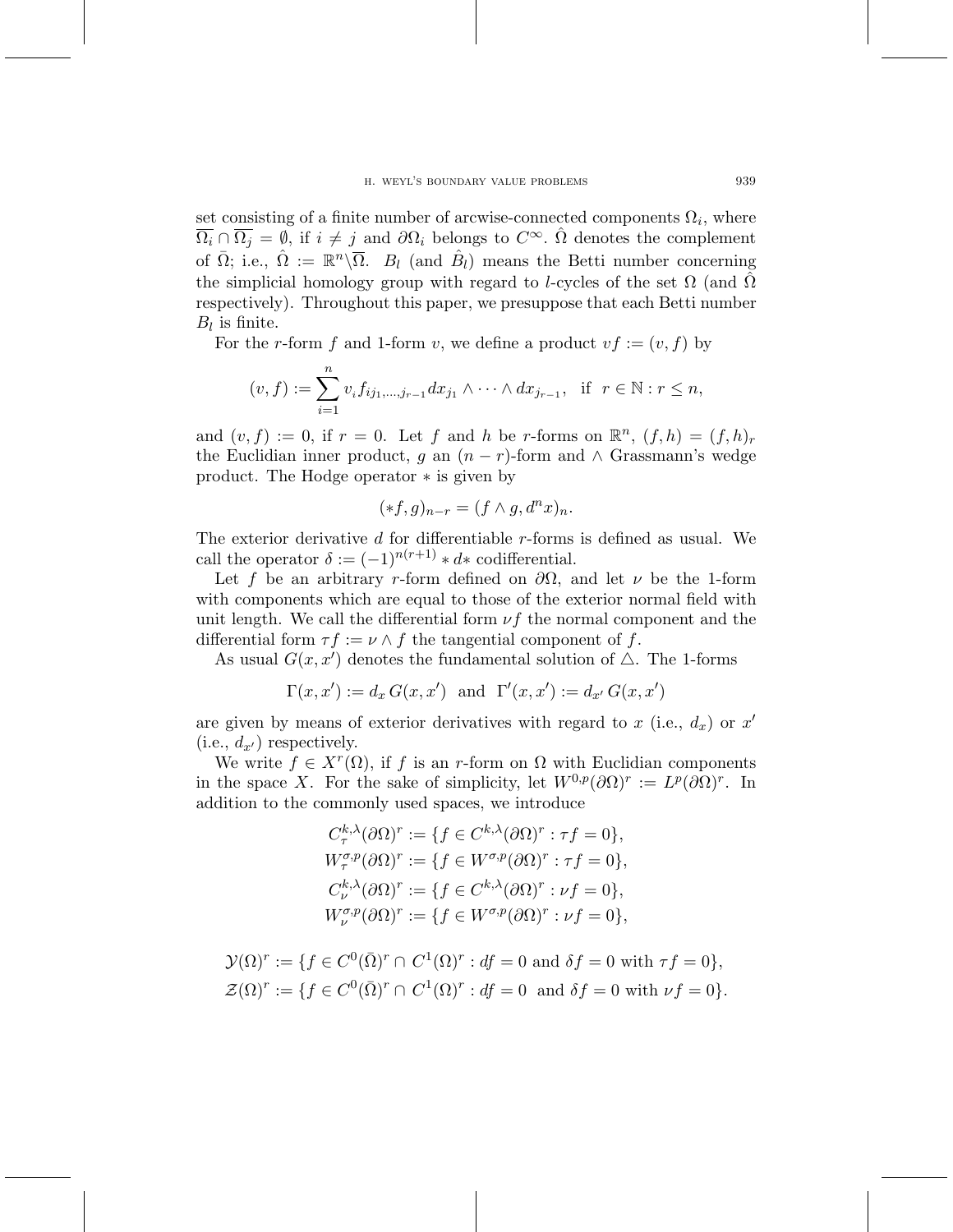set consisting of a finite number of arcwise-connected components $\Omega_i$, where $\overline{\Omega_i} \cap \overline{\Omega_j} = \emptyset$, if $i \neq j$ and $\partial\Omega_i$ belongs to $C^\infty$. $\hat{\Omega}$ denotes the complement of $\bar{\Omega}$; i.e., $\hat{\Omega} := \mathbb{R}^n \backslash \overline{\Omega}$. $B_l$ (and $\hat{B}_l$) means the Betti number concerning the simplicial homology group with regard to $l$-cycles of the set $\Omega$ (and $\hat{\Omega}$ respectively). Throughout this paper, we presuppose that each Betti number $B_l$ is finite.

For the $r$-form $f$ and 1-form $v$, we define a product $vf := (v, f)$ by

$$(v, f) := \sum_{i=1}^{n} v_i f_{ij_1,\ldots,j_{r-1}} dx_{j_1} \wedge \cdots \wedge dx_{j_{r-1}}, \quad \text{if} \;\; r \in \mathbb{N} : r \leq n,$$

and $(v, f) := 0$, if $r = 0$. Let $f$ and $h$ be $r$-forms on $\mathbb{R}^n$, $(f, h) = (f, h)_r$ the Euclidian inner product, $g$ an $(n-r)$-form and $\wedge$ Grassmann's wedge product. The Hodge operator $*$ is given by

$$(*f, g)_{n-r} = (f \wedge g, d^n x)_n.$$

The exterior derivative $d$ for differentiable $r$-forms is defined as usual. We call the operator $\delta := (-1)^{n(r+1)} * d *$ codifferential.

Let $f$ be an arbitrary $r$-form defined on $\partial\Omega$, and let $\nu$ be the 1-form with components which are equal to those of the exterior normal field with unit length. We call the differential form $\nu f$ the normal component and the differential form $\tau f := \nu \wedge f$ the tangential component of $f$.

As usual $G(x, x')$ denotes the fundamental solution of $\triangle$. The 1-forms

$$\Gamma(x, x') := d_x \, G(x, x') \;\; \text{and} \;\; \Gamma'(x, x') := d_{x'} \, G(x, x')$$

are given by means of exterior derivatives with regard to $x$ (i.e., $d_x$) or $x'$ (i.e., $d_{x'}$) respectively.

We write $f \in X^r(\Omega)$, if $f$ is an $r$-form on $\Omega$ with Euclidian components in the space $X$. For the sake of simplicity, let $W^{0,p}(\partial\Omega)^r := L^p(\partial\Omega)^r$. In addition to the commonly used spaces, we introduce

$$C^{k,\lambda}_\tau(\partial\Omega)^r := \{f \in C^{k,\lambda}(\partial\Omega)^r : \tau f = 0\},$$
$$W^{\sigma,p}_\tau(\partial\Omega)^r := \{f \in W^{\sigma,p}(\partial\Omega)^r : \tau f = 0\},$$
$$C^{k,\lambda}_\nu(\partial\Omega)^r := \{f \in C^{k,\lambda}(\partial\Omega)^r : \nu f = 0\},$$
$$W^{\sigma,p}_\nu(\partial\Omega)^r := \{f \in W^{\sigma,p}(\partial\Omega)^r : \nu f = 0\},$$

$$\mathcal{Y}(\Omega)^r := \{f \in C^0(\bar{\Omega})^r \cap C^1(\Omega)^r : df = 0 \text{ and } \delta f = 0 \text{ with } \tau f = 0\},$$
$$\mathcal{Z}(\Omega)^r := \{f \in C^0(\bar{\Omega})^r \cap C^1(\Omega)^r : df = 0 \;\text{ and } \delta f = 0 \text{ with } \nu f = 0\}.$$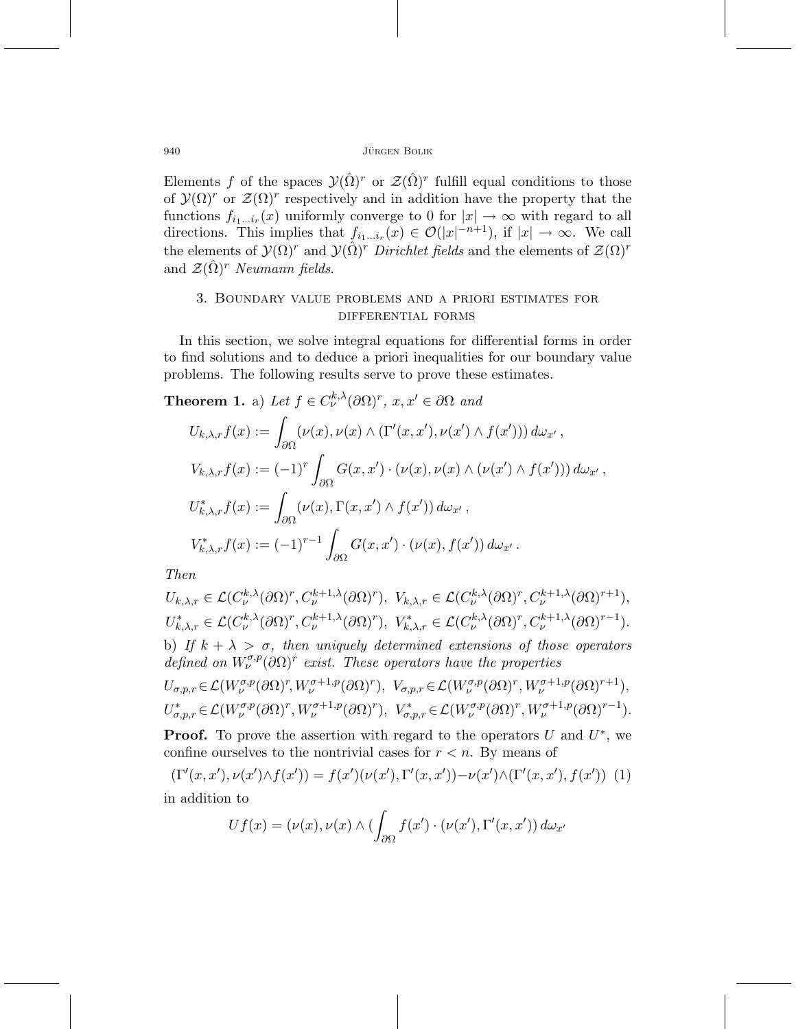Elements $f$ of the spaces $\mathcal{Y}(\hat{\Omega})^r$ or $\mathcal{Z}(\hat{\Omega})^r$ fulfill equal conditions to those of $\mathcal{Y}(\Omega)^r$ or $\mathcal{Z}(\Omega)^r$ respectively and in addition have the property that the functions $f_{i_1\dots i_r}(x)$ uniformly converge to 0 for $|x| \to \infty$ with regard to all directions. This implies that $f_{i_1\dots i_r}(x) \in \mathcal{O}(|x|^{-n+1})$, if $|x| \to \infty$. We call the elements of $\mathcal{Y}(\Omega)^r$ and $\mathcal{Y}(\hat{\Omega})^r$ *Dirichlet fields* and the elements of $\mathcal{Z}(\Omega)^r$ and $\mathcal{Z}(\hat{\Omega})^r$ *Neumann fields*.

## 3. Boundary value problems and a priori estimates for differential forms

In this section, we solve integral equations for differential forms in order to find solutions and to deduce a priori inequalities for our boundary value problems. The following results serve to prove these estimates.

**Theorem 1.** a) *Let $f \in C^{k,\lambda}_\nu(\partial\Omega)^r$, $x, x' \in \partial\Omega$ and*

$$U_{k,\lambda,r}f(x) := \int_{\partial\Omega} (\nu(x), \nu(x) \wedge (\Gamma'(x,x'), \nu(x') \wedge f(x'))) \, d\omega_{x'}\,,$$

$$V_{k,\lambda,r}f(x) := (-1)^r \int_{\partial\Omega} G(x,x') \cdot (\nu(x), \nu(x) \wedge (\nu(x') \wedge f(x'))) \, d\omega_{x'}\,,$$

$$U^*_{k,\lambda,r}f(x) := \int_{\partial\Omega} (\nu(x), \Gamma(x,x') \wedge f(x')) \, d\omega_{x'}\,,$$

$$V^*_{k,\lambda,r}f(x) := (-1)^{r-1} \int_{\partial\Omega} G(x,x') \cdot (\nu(x), f(x')) \, d\omega_{x'}\,.$$

*Then*

$$U_{k,\lambda,r} \in \mathcal{L}(C^{k,\lambda}_\nu(\partial\Omega)^r, C^{k+1,\lambda}_\nu(\partial\Omega)^r),\ V_{k,\lambda,r} \in \mathcal{L}(C^{k,\lambda}_\nu(\partial\Omega)^r, C^{k+1,\lambda}_\nu(\partial\Omega)^{r+1}),$$
$$U^*_{k,\lambda,r} \in \mathcal{L}(C^{k,\lambda}_\nu(\partial\Omega)^r, C^{k+1,\lambda}_\nu(\partial\Omega)^r),\ V^*_{k,\lambda,r} \in \mathcal{L}(C^{k,\lambda}_\nu(\partial\Omega)^r, C^{k+1,\lambda}_\nu(\partial\Omega)^{r-1}).$$

b) *If $k + \lambda > \sigma$, then uniquely determined extensions of those operators defined on $W^{\sigma,p}_\nu(\partial\Omega)^r$ exist. These operators have the properties*

$$U_{\sigma,p,r} \in \mathcal{L}(W^{\sigma,p}_\nu(\partial\Omega)^r, W^{\sigma+1,p}_\nu(\partial\Omega)^r),\ V_{\sigma,p,r} \in \mathcal{L}(W^{\sigma,p}_\nu(\partial\Omega)^r, W^{\sigma+1,p}_\nu(\partial\Omega)^{r+1}),$$
$$U^*_{\sigma,p,r} \in \mathcal{L}(W^{\sigma,p}_\nu(\partial\Omega)^r, W^{\sigma+1,p}_\nu(\partial\Omega)^r),\ V^*_{\sigma,p,r} \in \mathcal{L}(W^{\sigma,p}_\nu(\partial\Omega)^r, W^{\sigma+1,p}_\nu(\partial\Omega)^{r-1}).$$

**Proof.** To prove the assertion with regard to the operators $U$ and $U^*$, we confine ourselves to the nontrivial cases for $r < n$. By means of

$$(\Gamma'(x,x'), \nu(x') \wedge f(x')) = f(x')(\nu(x'), \Gamma'(x,x')) - \nu(x') \wedge (\Gamma'(x,x'), f(x')) \quad (1)$$

in addition to

$$Uf(x) = (\nu(x), \nu(x) \wedge (\int_{\partial\Omega} f(x') \cdot (\nu(x'), \Gamma'(x,x')) \, d\omega_{x'}$$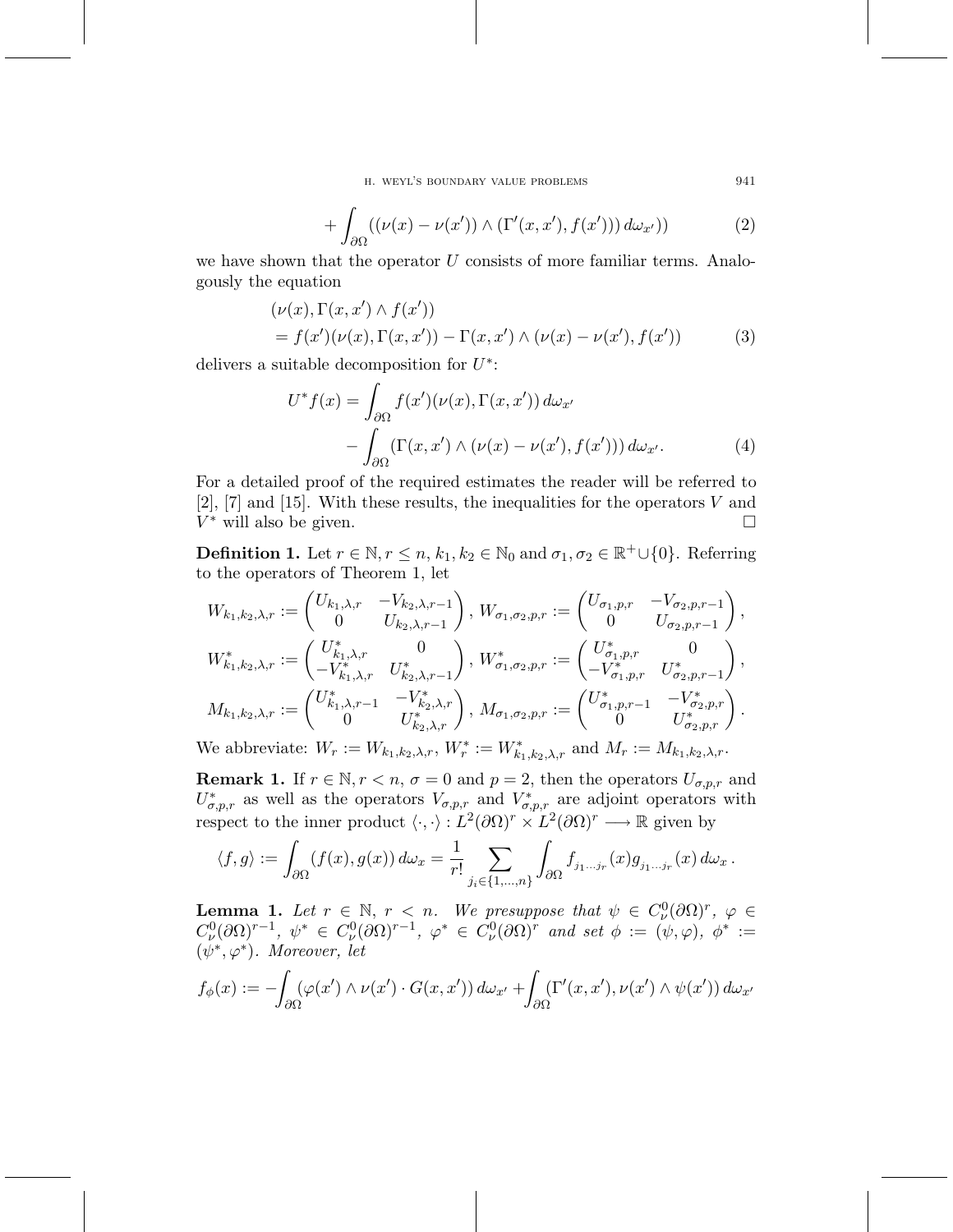$$+\int_{\partial\Omega}((\nu(x)-\nu(x'))\wedge(\Gamma'(x,x'),f(x')))\,d\omega_{x'})\tag{2}$$

we have shown that the operator $U$ consists of more familiar terms. Analogously the equation

$$\begin{aligned}&(\nu(x),\Gamma(x,x')\wedge f(x'))\\&=f(x')(\nu(x),\Gamma(x,x'))-\Gamma(x,x')\wedge(\nu(x)-\nu(x'),f(x'))\end{aligned}\tag{3}$$

delivers a suitable decomposition for $U^*$:

$$\begin{aligned}U^*f(x)=&\int_{\partial\Omega}f(x')(\nu(x),\Gamma(x,x'))\,d\omega_{x'}\\&-\int_{\partial\Omega}(\Gamma(x,x')\wedge(\nu(x)-\nu(x'),f(x')))\,d\omega_{x'}.\end{aligned}\tag{4}$$

For a detailed proof of the required estimates the reader will be referred to [2], [7] and [15]. With these results, the inequalities for the operators $V$ and $V^*$ will also be given. □

**Definition 1.** Let $r\in\mathbb{N}, r\le n$, $k_1,k_2\in\mathbb{N}_0$ and $\sigma_1,\sigma_2\in\mathbb{R}^+\cup\{0\}$. Referring to the operators of Theorem 1, let

$$W_{k_1,k_2,\lambda,r}:=\begin{pmatrix}U_{k_1,\lambda,r}&-V_{k_2,\lambda,r-1}\\0&U_{k_2,\lambda,r-1}\end{pmatrix},\;W_{\sigma_1,\sigma_2,p,r}:=\begin{pmatrix}U_{\sigma_1,p,r}&-V_{\sigma_2,p,r-1}\\0&U_{\sigma_2,p,r-1}\end{pmatrix},$$

$$W^*_{k_1,k_2,\lambda,r}:=\begin{pmatrix}U^*_{k_1,\lambda,r}&0\\-V^*_{k_1,\lambda,r}&U^*_{k_2,\lambda,r-1}\end{pmatrix},\;W^*_{\sigma_1,\sigma_2,p,r}:=\begin{pmatrix}U^*_{\sigma_1,p,r}&0\\-V^*_{\sigma_1,p,r}&U^*_{\sigma_2,p,r-1}\end{pmatrix},$$

$$M_{k_1,k_2,\lambda,r}:=\begin{pmatrix}U^*_{k_1,\lambda,r-1}&-V^*_{k_2,\lambda,r}\\0&U^*_{k_2,\lambda,r}\end{pmatrix},\;M_{\sigma_1,\sigma_2,p,r}:=\begin{pmatrix}U^*_{\sigma_1,p,r-1}&-V^*_{\sigma_2,p,r}\\0&U^*_{\sigma_2,p,r}\end{pmatrix}.$$

We abbreviate: $W_r:=W_{k_1,k_2,\lambda,r}$, $W^*_r:=W^*_{k_1,k_2,\lambda,r}$ and $M_r:=M_{k_1,k_2,\lambda,r}$.

**Remark 1.** If $r\in\mathbb{N}, r<n$, $\sigma=0$ and $p=2$, then the operators $U_{\sigma,p,r}$ and $U^*_{\sigma,p,r}$ as well as the operators $V_{\sigma,p,r}$ and $V^*_{\sigma,p,r}$ are adjoint operators with respect to the inner product $\langle\cdot,\cdot\rangle: L^2(\partial\Omega)^r\times L^2(\partial\Omega)^r\longrightarrow\mathbb{R}$ given by

$$\langle f,g\rangle:=\int_{\partial\Omega}(f(x),g(x))\,d\omega_x=\frac{1}{r!}\sum_{j_i\in\{1,\dots,n\}}\int_{\partial\Omega}f_{j_1\cdots j_r}(x)g_{j_1\cdots j_r}(x)\,d\omega_x\,.$$

**Lemma 1.** *Let $r\in\mathbb{N}$, $r<n$. We presuppose that $\psi\in C^0_\nu(\partial\Omega)^r$, $\varphi\in C^0_\nu(\partial\Omega)^{r-1}$, $\psi^*\in C^0_\nu(\partial\Omega)^{r-1}$, $\varphi^*\in C^0_\nu(\partial\Omega)^r$ and set $\phi:=(\psi,\varphi)$, $\phi^*:=(\psi^*,\varphi^*)$. Moreover, let*

$$f_\phi(x):=-\int_{\partial\Omega}(\varphi(x')\wedge\nu(x')\cdot G(x,x'))\,d\omega_{x'}+\int_{\partial\Omega}(\Gamma'(x,x'),\nu(x')\wedge\psi(x'))\,d\omega_{x'}$$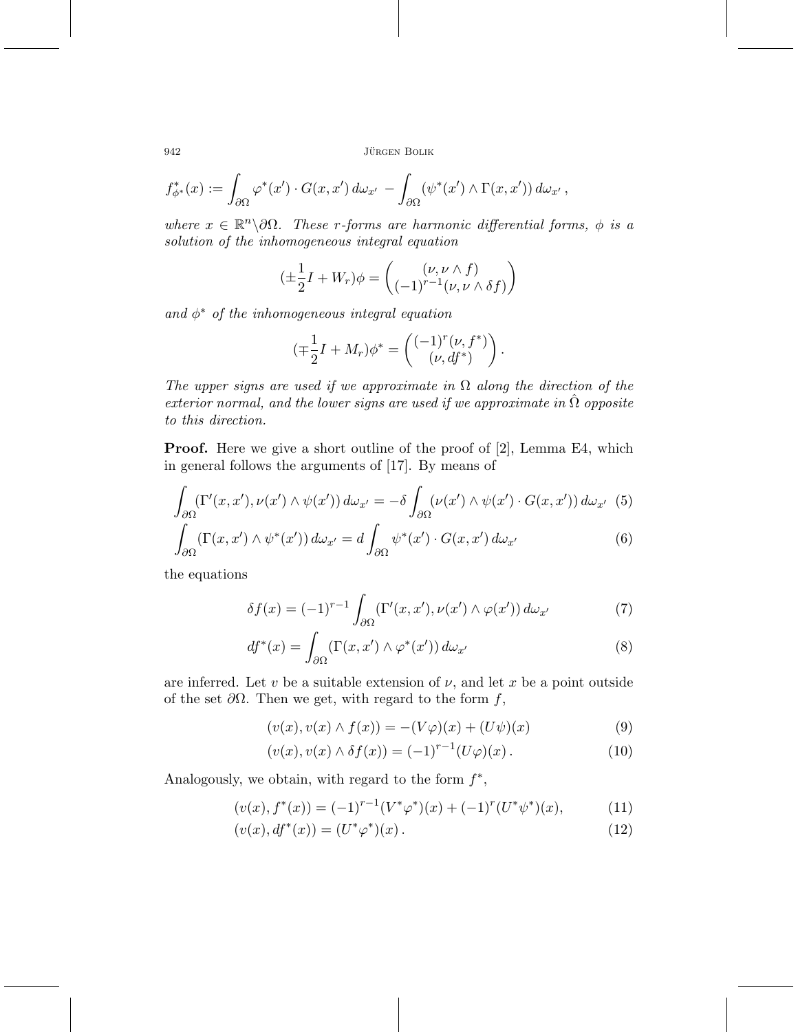$$f^*_{\phi^*}(x) := \int_{\partial\Omega} \varphi^*(x') \cdot G(x,x')\, d\omega_{x'} \; - \int_{\partial\Omega} (\psi^*(x') \wedge \Gamma(x,x'))\, d\omega_{x'}\,,$$

*where $x \in \mathbb{R}^n \backslash \partial\Omega$. These $r$-forms are harmonic differential forms, $\phi$ is a solution of the inhomogeneous integral equation*

$$(\pm\frac{1}{2}I + W_r)\phi = \begin{pmatrix} (\nu, \nu \wedge f) \\ (-1)^{r-1}(\nu, \nu \wedge \delta f) \end{pmatrix}$$

*and $\phi^*$ of the inhomogeneous integral equation*

$$(\mp\frac{1}{2}I + M_r)\phi^* = \begin{pmatrix} (-1)^r(\nu, f^*) \\ (\nu, df^*) \end{pmatrix}.$$

*The upper signs are used if we approximate in $\Omega$ along the direction of the exterior normal, and the lower signs are used if we approximate in $\hat{\Omega}$ opposite to this direction.*

**Proof.** Here we give a short outline of the proof of [2], Lemma E4, which in general follows the arguments of [17]. By means of

$$\int_{\partial\Omega} (\Gamma'(x,x'), \nu(x') \wedge \psi(x'))\, d\omega_{x'} = -\delta \int_{\partial\Omega} (\nu(x') \wedge \psi(x') \cdot G(x,x'))\, d\omega_{x'} \quad (5)$$

$$\int_{\partial\Omega} (\Gamma(x,x') \wedge \psi^*(x'))\, d\omega_{x'} = d \int_{\partial\Omega} \psi^*(x') \cdot G(x,x')\, d\omega_{x'} \quad (6)$$

the equations

$$\delta f(x) = (-1)^{r-1} \int_{\partial\Omega} (\Gamma'(x,x'), \nu(x') \wedge \varphi(x'))\, d\omega_{x'} \quad (7)$$

$$df^*(x) = \int_{\partial\Omega} (\Gamma(x,x') \wedge \varphi^*(x'))\, d\omega_{x'} \quad (8)$$

are inferred. Let $v$ be a suitable extension of $\nu$, and let $x$ be a point outside of the set $\partial\Omega$. Then we get, with regard to the form $f$,

$$(v(x), v(x) \wedge f(x)) = -(V\varphi)(x) + (U\psi)(x) \quad (9)$$

$$(v(x), v(x) \wedge \delta f(x)) = (-1)^{r-1}(U\varphi)(x)\,. \quad (10)$$

Analogously, we obtain, with regard to the form $f^*$,

$$(v(x), f^*(x)) = (-1)^{r-1}(V^*\varphi^*)(x) + (-1)^r(U^*\psi^*)(x), \quad (11)$$

$$(v(x), df^*(x)) = (U^*\varphi^*)(x)\,. \quad (12)$$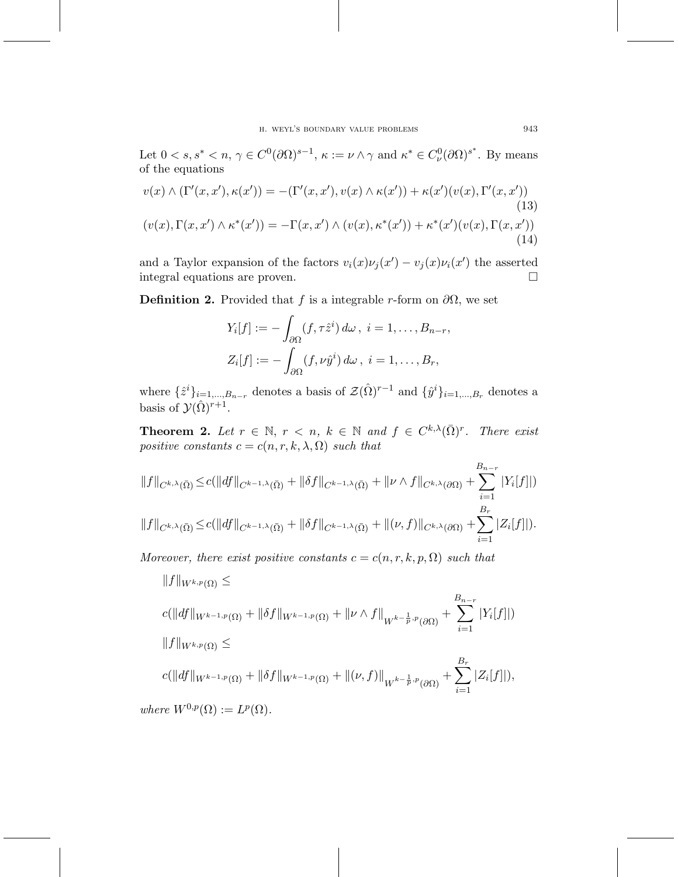Let $0 < s, s^* < n$, $\gamma \in C^0(\partial\Omega)^{s-1}$, $\kappa := \nu \wedge \gamma$ and $\kappa^* \in C^0_\nu(\partial\Omega)^{s^*}$. By means of the equations

$$v(x) \wedge (\Gamma'(x,x'), \kappa(x')) = -(\Gamma'(x,x'), v(x) \wedge \kappa(x')) + \kappa(x')(v(x), \Gamma'(x,x')) \tag{13}$$

$$(v(x), \Gamma(x,x') \wedge \kappa^*(x')) = -\Gamma(x,x') \wedge (v(x), \kappa^*(x')) + \kappa^*(x')(v(x), \Gamma(x,x')) \tag{14}$$

and a Taylor expansion of the factors $v_i(x)\nu_j(x') - v_j(x)\nu_i(x')$ the asserted integral equations are proven. $\square$

**Definition 2.** Provided that $f$ is a integrable $r$-form on $\partial\Omega$, we set

$$Y_i[f] := -\int_{\partial\Omega} (f, \tau\hat{z}^i)\, d\omega\,,\ i = 1, \ldots, B_{n-r},$$

$$Z_i[f] := -\int_{\partial\Omega} (f, \nu\hat{y}^i)\, d\omega\,,\ i = 1, \ldots, B_r,$$

where $\{\hat{z}^i\}_{i=1,\ldots,B_{n-r}}$ denotes a basis of $\mathcal{Z}(\hat{\Omega})^{r-1}$ and $\{\hat{y}^i\}_{i=1,\ldots,B_r}$ denotes a basis of $\mathcal{Y}(\hat{\Omega})^{r+1}$.

**Theorem 2.** *Let $r \in \mathbb{N}$, $r < n$, $k \in \mathbb{N}$ and $f \in C^{k,\lambda}(\bar{\Omega})^r$. There exist positive constants $c = c(n, r, k, \lambda, \Omega)$ such that*

$$\|f\|_{C^{k,\lambda}(\bar{\Omega})} \le c(\|df\|_{C^{k-1,\lambda}(\bar{\Omega})} + \|\delta f\|_{C^{k-1,\lambda}(\bar{\Omega})} + \|\nu \wedge f\|_{C^{k,\lambda}(\partial\Omega)} + \sum_{i=1}^{B_{n-r}} |Y_i[f]|)$$

$$\|f\|_{C^{k,\lambda}(\bar{\Omega})} \le c(\|df\|_{C^{k-1,\lambda}(\bar{\Omega})} + \|\delta f\|_{C^{k-1,\lambda}(\bar{\Omega})} + \|(\nu, f)\|_{C^{k,\lambda}(\partial\Omega)} + \sum_{i=1}^{B_r} |Z_i[f]|).$$

*Moreover, there exist positive constants $c = c(n, r, k, p, \Omega)$ such that*

$$\|f\|_{W^{k,p}(\Omega)} \le$$

$$c(\|df\|_{W^{k-1,p}(\Omega)} + \|\delta f\|_{W^{k-1,p}(\Omega)} + \|\nu \wedge f\|_{W^{k-\frac{1}{p},p}(\partial\Omega)} + \sum_{i=1}^{B_{n-r}} |Y_i[f]|)$$

$$\|f\|_{W^{k,p}(\Omega)} \le$$

$$c(\|df\|_{W^{k-1,p}(\Omega)} + \|\delta f\|_{W^{k-1,p}(\Omega)} + \|(\nu, f)\|_{W^{k-\frac{1}{p},p}(\partial\Omega)} + \sum_{i=1}^{B_r} |Z_i[f]|),$$

*where $W^{0,p}(\Omega) := L^p(\Omega)$.*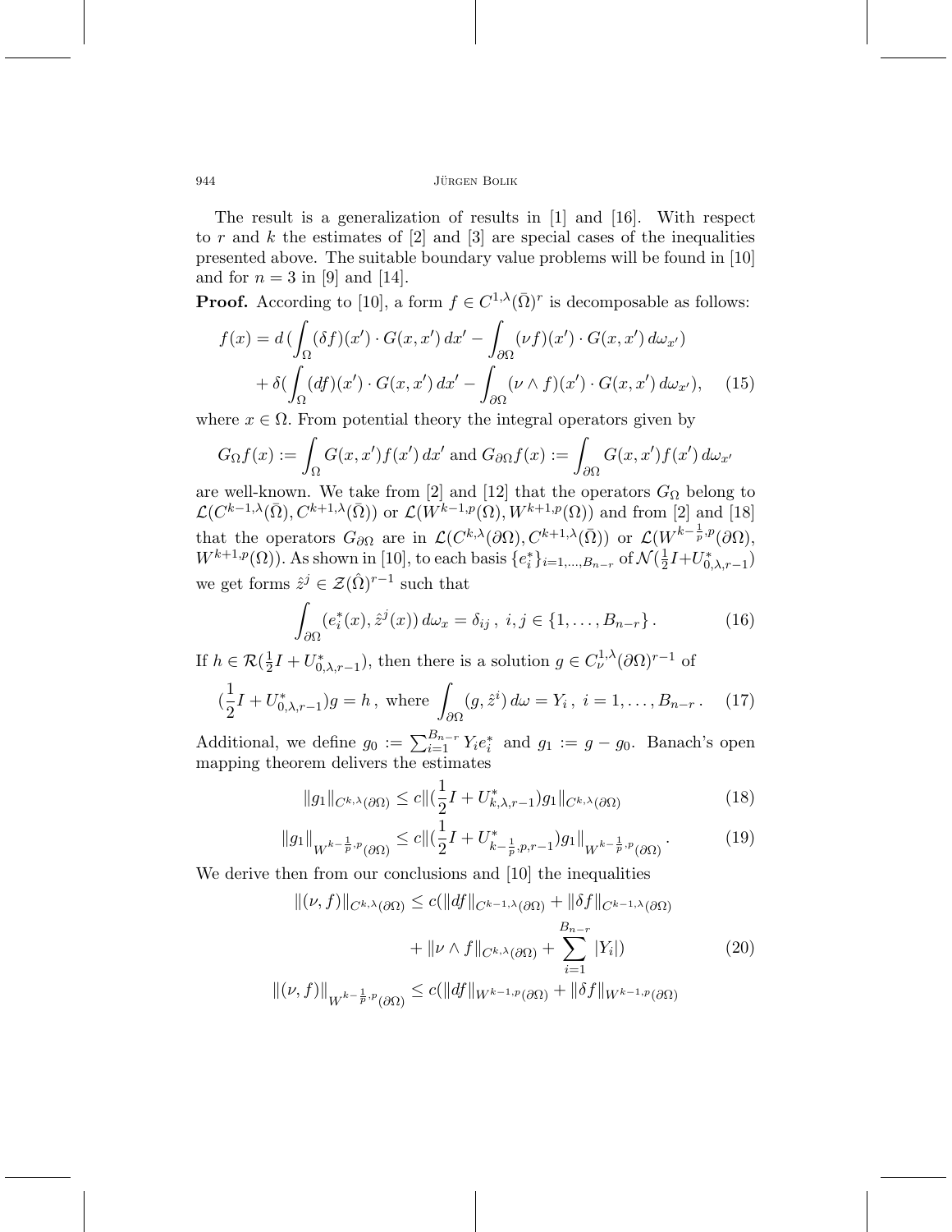The result is a generalization of results in [1] and [16]. With respect to $r$ and $k$ the estimates of [2] and [3] are special cases of the inequalities presented above. The suitable boundary value problems will be found in [10] and for $n = 3$ in [9] and [14].

**Proof.** According to [10], a form $f \in C^{1,\lambda}(\bar{\Omega})^r$ is decomposable as follows:

$$
\begin{aligned}
f(x) = d\,\Big(\int_\Omega (\delta f)(x') \cdot G(x,x')\,dx' - \int_{\partial\Omega} (\nu f)(x') \cdot G(x,x')\,d\omega_{x'}\Big) \\
+ \delta\Big(\int_\Omega (df)(x') \cdot G(x,x')\,dx' - \int_{\partial\Omega} (\nu \wedge f)(x') \cdot G(x,x')\,d\omega_{x'}\Big), \qquad (15)
\end{aligned}
$$

where $x \in \Omega$. From potential theory the integral operators given by

$$
G_\Omega f(x) := \int_\Omega G(x,x') f(x')\,dx' \text{ and } G_{\partial\Omega} f(x) := \int_{\partial\Omega} G(x,x') f(x')\,d\omega_{x'}
$$

are well-known. We take from [2] and [12] that the operators $G_\Omega$ belong to $\mathcal{L}(C^{k-1,\lambda}(\bar{\Omega}), C^{k+1,\lambda}(\bar{\Omega}))$ or $\mathcal{L}(W^{k-1,p}(\Omega), W^{k+1,p}(\Omega))$ and from [2] and [18] that the operators $G_{\partial\Omega}$ are in $\mathcal{L}(C^{k,\lambda}(\partial\Omega), C^{k+1,\lambda}(\bar{\Omega}))$ or $\mathcal{L}(W^{k-\frac{1}{p},p}(\partial\Omega), W^{k+1,p}(\Omega))$. As shown in [10], to each basis $\{e_i^*\}_{i=1,\ldots,B_{n-r}}$ of $\mathcal{N}(\frac{1}{2}I + U^*_{0,\lambda,r-1})$ we get forms $\hat{z}^j \in \mathcal{Z}(\hat{\Omega})^{r-1}$ such that

$$
\int_{\partial\Omega} (e_i^*(x), \hat{z}^j(x))\,d\omega_x = \delta_{ij}\,,\ i,j \in \{1,\ldots,B_{n-r}\}\,. \qquad (16)
$$

If $h \in \mathcal{R}(\frac{1}{2}I + U^*_{0,\lambda,r-1})$, then there is a solution $g \in C^{1,\lambda}_\nu(\partial\Omega)^{r-1}$ of

$$
(\frac{1}{2}I + U^*_{0,\lambda,r-1})g = h\,,\ \text{where } \int_{\partial\Omega} (g, \hat{z}^i)\,d\omega = Y_i\,,\ i = 1,\ldots,B_{n-r}\,. \qquad (17)
$$

Additional, we define $g_0 := \sum_{i=1}^{B_{n-r}} Y_i e_i^*$ and $g_1 := g - g_0$. Banach's open mapping theorem delivers the estimates

$$
\|g_1\|_{C^{k,\lambda}(\partial\Omega)} \le c\|(\frac{1}{2}I + U^*_{k,\lambda,r-1})g_1\|_{C^{k,\lambda}(\partial\Omega)} \qquad (18)
$$

$$
\|g_1\|_{W^{k-\frac{1}{p},p}(\partial\Omega)} \le c\|(\frac{1}{2}I + U^*_{k-\frac{1}{p},p,r-1})g_1\|_{W^{k-\frac{1}{p},p}(\partial\Omega)}\,. \qquad (19)
$$

We derive then from our conclusions and [10] the inequalities

$$
\begin{aligned}
\|(\nu,f)\|_{C^{k,\lambda}(\partial\Omega)} \le c(\|df\|_{C^{k-1,\lambda}(\partial\Omega)} + \|\delta f\|_{C^{k-1,\lambda}(\partial\Omega)} \\
+ \|\nu \wedge f\|_{C^{k,\lambda}(\partial\Omega)} + \sum_{i=1}^{B_{n-r}} |Y_i|) \qquad (20) \\
\|(\nu,f)\|_{W^{k-\frac{1}{p},p}(\partial\Omega)} \le c(\|df\|_{W^{k-1,p}(\partial\Omega)} + \|\delta f\|_{W^{k-1,p}(\partial\Omega)}
\end{aligned}
$$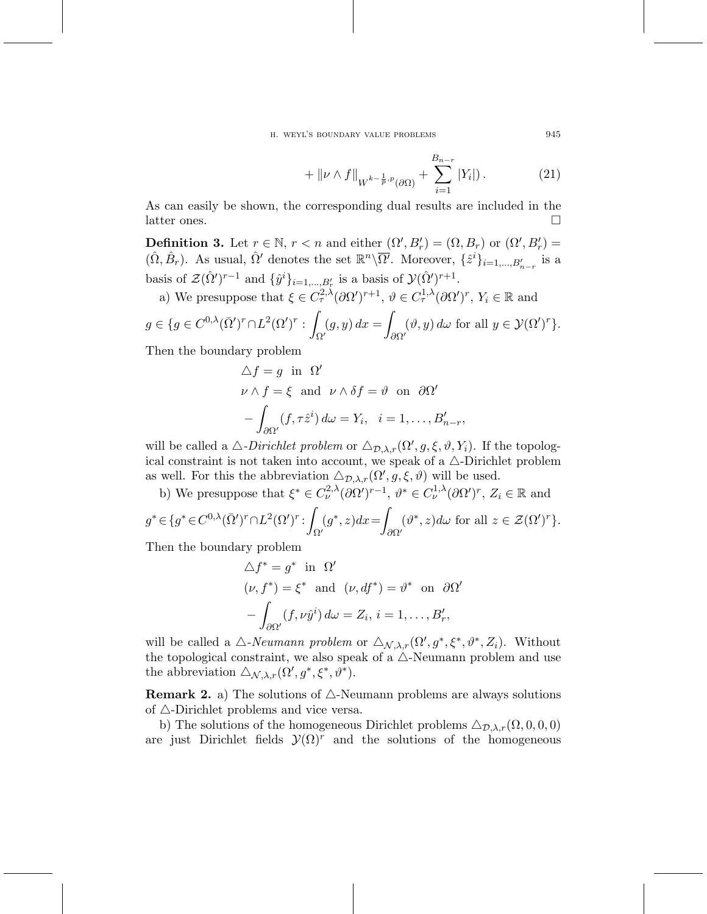$$+ \|\nu \wedge f\|_{W^{k-\frac{1}{p},p}(\partial\Omega)} + \sum_{i=1}^{B_{n-r}} |Y_i|\right). \tag{21}$$

As can easily be shown, the corresponding dual results are included in the latter ones. □

**Definition 3.** Let $r \in \mathbb{N}$, $r < n$ and either $(\Omega', B'_r) = (\Omega, B_r)$ or $(\Omega', B'_r) = (\hat{\Omega}, \hat{B}_r)$. As usual, $\hat{\Omega}'$ denotes the set $\mathbb{R}^n \backslash \overline{\Omega'}$. Moreover, $\{\hat{z}^i\}_{i=1,\ldots,B'_{n-r}}$ is a basis of $\mathcal{Z}(\hat{\Omega}')^{r-1}$ and $\{\hat{y}^i\}_{i=1,\ldots,B'_r}$ is a basis of $\mathcal{Y}(\hat{\Omega}')^{r+1}$.

a) We presuppose that $\xi \in C^{2,\lambda}_{\tau}(\partial\Omega')^{r+1}$, $\vartheta \in C^{1,\lambda}_{\tau}(\partial\Omega')^{r}$, $Y_i \in \mathbb{R}$ and

$$g \in \{g \in C^{0,\lambda}(\bar{\Omega}')^r \cap L^2(\Omega')^r : \int_{\Omega'} (g, y)\, dx = \int_{\partial\Omega'} (\vartheta, y)\, d\omega \text{ for all } y \in \mathcal{Y}(\Omega')^r\}.$$

Then the boundary problem

$$\begin{aligned}
&\triangle f = g \quad \text{in} \quad \Omega' \\
&\nu \wedge f = \xi \quad \text{and} \quad \nu \wedge \delta f = \vartheta \quad \text{on} \quad \partial\Omega' \\
&- \int_{\partial\Omega'} (f, \tau \hat{z}^i)\, d\omega = Y_i, \quad i = 1, \ldots, B'_{n-r},
\end{aligned}$$

will be called a *$\triangle$-Dirichlet problem* or $\triangle_{\mathcal{D},\lambda,r}(\Omega', g, \xi, \vartheta, Y_i)$. If the topological constraint is not taken into account, we speak of a $\triangle$-Dirichlet problem as well. For this the abbreviation $\triangle_{\mathcal{D},\lambda,r}(\Omega', g, \xi, \vartheta)$ will be used.

b) We presuppose that $\xi^* \in C^{2,\lambda}_{\nu}(\partial\Omega')^{r-1}$, $\vartheta^* \in C^{1,\lambda}_{\nu}(\partial\Omega')^{r}$, $Z_i \in \mathbb{R}$ and

$$g^* \in \{g^* \in C^{0,\lambda}(\bar{\Omega}')^r \cap L^2(\Omega')^r : \int_{\Omega'} (g^*, z) dx = \int_{\partial\Omega'} (\vartheta^*, z) d\omega \text{ for all } z \in \mathcal{Z}(\Omega')^r\}.$$

Then the boundary problem

$$\begin{aligned}
&\triangle f^* = g^* \quad \text{in} \quad \Omega' \\
&(\nu, f^*) = \xi^* \quad \text{and} \quad (\nu, df^*) = \vartheta^* \quad \text{on} \quad \partial\Omega' \\
&- \int_{\partial\Omega'} (f, \nu \hat{y}^i)\, d\omega = Z_i, \; i = 1, \ldots, B'_r,
\end{aligned}$$

will be called a *$\triangle$-Neumann problem* or $\triangle_{\mathcal{N},\lambda,r}(\Omega', g^*, \xi^*, \vartheta^*, Z_i)$. Without the topological constraint, we also speak of a $\triangle$-Neumann problem and use the abbreviation $\triangle_{\mathcal{N},\lambda,r}(\Omega', g^*, \xi^*, \vartheta^*)$.

**Remark 2.** a) The solutions of $\triangle$-Neumann problems are always solutions of $\triangle$-Dirichlet problems and vice versa.

b) The solutions of the homogeneous Dirichlet problems $\triangle_{\mathcal{D},\lambda,r}(\Omega, 0, 0, 0)$ are just Dirichlet fields $\mathcal{Y}(\Omega)^r$ and the solutions of the homogeneous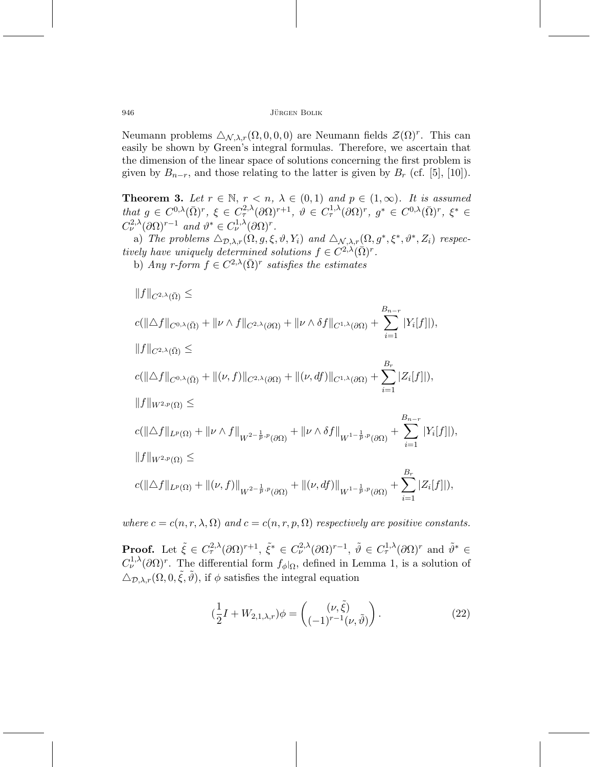Neumann problems $\triangle_{\mathcal{N},\lambda,r}(\Omega,0,0,0)$ are Neumann fields $\mathcal{Z}(\Omega)^r$. This can easily be shown by Green's integral formulas. Therefore, we ascertain that the dimension of the linear space of solutions concerning the first problem is given by $B_{n-r}$, and those relating to the latter is given by $B_r$ (cf. [5], [10]).

**Theorem 3.** *Let $r \in \mathbb{N}$, $r < n$, $\lambda \in (0,1)$ and $p \in (1,\infty)$. It is assumed that $g \in C^{0,\lambda}(\bar{\Omega})^r$, $\xi \in C^{2,\lambda}_\tau(\partial\Omega)^{r+1}$, $\vartheta \in C^{1,\lambda}_\tau(\partial\Omega)^r$, $g^* \in C^{0,\lambda}(\bar{\Omega})^r$, $\xi^* \in C^{2,\lambda}_\nu(\partial\Omega)^{r-1}$ and $\vartheta^* \in C^{1,\lambda}_\nu(\partial\Omega)^r$.*

a) *The problems $\triangle_{\mathcal{D},\lambda,r}(\Omega,g,\xi,\vartheta,Y_i)$ and $\triangle_{\mathcal{N},\lambda,r}(\Omega,g^*,\xi^*,\vartheta^*,Z_i)$ respectively have uniquely determined solutions $f \in C^{2,\lambda}(\bar{\Omega})^r$.*

b) *Any $r$-form $f \in C^{2,\lambda}(\bar{\Omega})^r$ satisfies the estimates*

$$
\begin{aligned}
&\|f\|_{C^{2,\lambda}(\bar{\Omega})} \le \\
&c(\|\triangle f\|_{C^{0,\lambda}(\bar{\Omega})} + \|\nu \wedge f\|_{C^{2,\lambda}(\partial\Omega)} + \|\nu \wedge \delta f\|_{C^{1,\lambda}(\partial\Omega)} + \sum_{i=1}^{B_{n-r}} |Y_i[f]|),\\
&\|f\|_{C^{2,\lambda}(\bar{\Omega})} \le \\
&c(\|\triangle f\|_{C^{0,\lambda}(\bar{\Omega})} + \|(\nu, f)\|_{C^{2,\lambda}(\partial\Omega)} + \|(\nu, df)\|_{C^{1,\lambda}(\partial\Omega)} + \sum_{i=1}^{B_r} |Z_i[f]|),\\
&\|f\|_{W^{2,p}(\Omega)} \le \\
&c(\|\triangle f\|_{L^p(\Omega)} + \|\nu \wedge f\|_{W^{2-\frac{1}{p},p}(\partial\Omega)} + \|\nu \wedge \delta f\|_{W^{1-\frac{1}{p},p}(\partial\Omega)} + \sum_{i=1}^{B_{n-r}} |Y_i[f]|),\\
&\|f\|_{W^{2,p}(\Omega)} \le \\
&c(\|\triangle f\|_{L^p(\Omega)} + \|(\nu, f)\|_{W^{2-\frac{1}{p},p}(\partial\Omega)} + \|(\nu, df)\|_{W^{1-\frac{1}{p},p}(\partial\Omega)} + \sum_{i=1}^{B_r} |Z_i[f]|),
\end{aligned}
$$

*where $c = c(n,r,\lambda,\Omega)$ and $c = c(n,r,p,\Omega)$ respectively are positive constants.*

**Proof.** Let $\tilde{\xi} \in C^{2,\lambda}_\tau(\partial\Omega)^{r+1}$, $\tilde{\xi}^* \in C^{2,\lambda}_\nu(\partial\Omega)^{r-1}$, $\tilde{\vartheta} \in C^{1,\lambda}_\tau(\partial\Omega)^r$ and $\tilde{\vartheta}^* \in C^{1,\lambda}_\nu(\partial\Omega)^r$. The differential form $f_{\phi|\Omega}$, defined in Lemma 1, is a solution of $\triangle_{\mathcal{D},\lambda,r}(\Omega,0,\tilde{\xi},\tilde{\vartheta})$, if $\phi$ satisfies the integral equation

$$
(\frac{1}{2}I + W_{2,1,\lambda,r})\phi = \begin{pmatrix} (\nu, \tilde{\xi}) \\ (-1)^{r-1}(\nu, \tilde{\vartheta}) \end{pmatrix}. \tag{22}
$$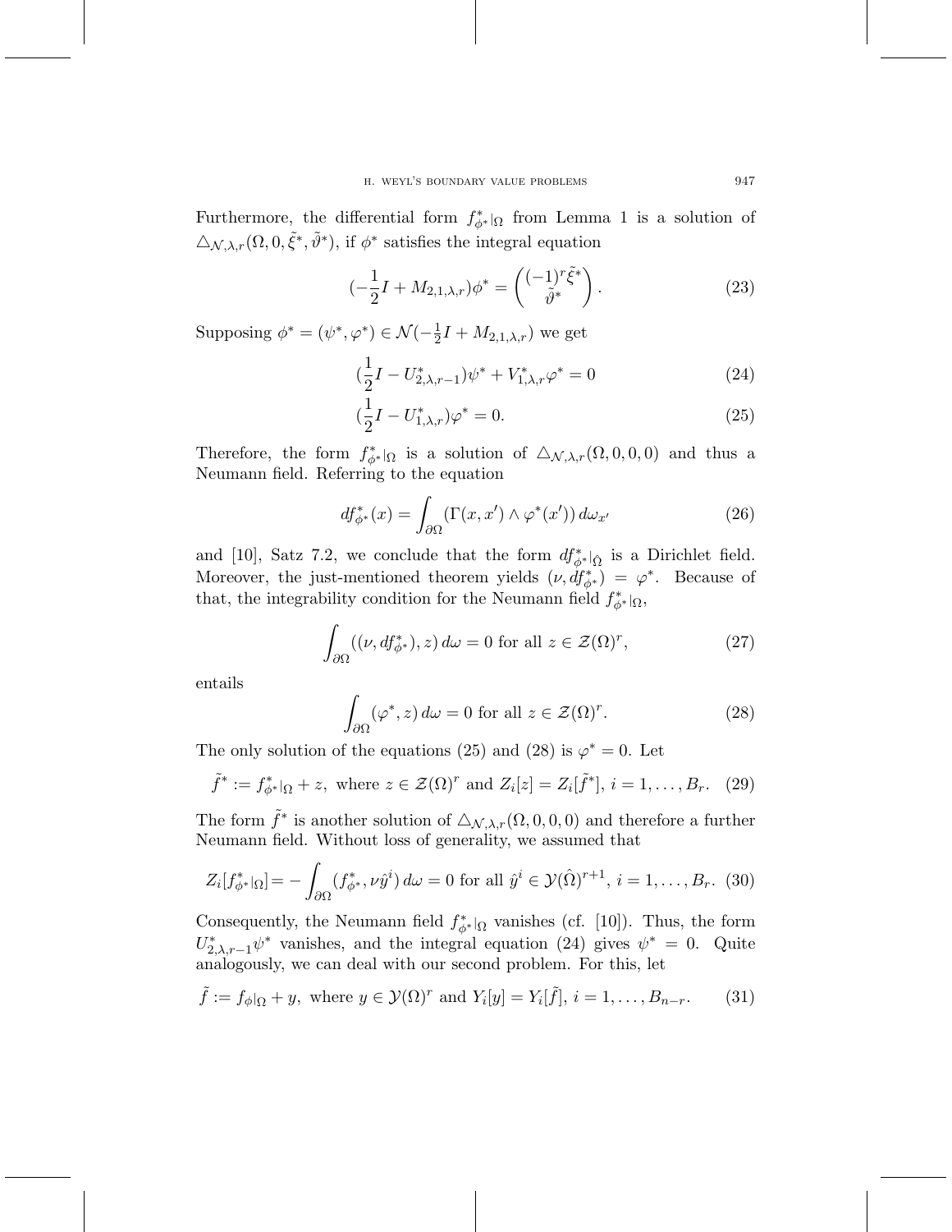Furthermore, the differential form $f^*_{\phi^*}|_\Omega$ from Lemma 1 is a solution of $\triangle_{\mathcal{N},\lambda,r}(\Omega, 0, \tilde{\xi}^*, \tilde{\vartheta}^*)$, if $\phi^*$ satisfies the integral equation

$$(-\frac{1}{2}I + M_{2,1,\lambda,r})\phi^* = \begin{pmatrix} (-1)^r \tilde{\xi}^* \\ \tilde{\vartheta}^* \end{pmatrix}. \tag{23}$$

Supposing $\phi^* = (\psi^*, \varphi^*) \in \mathcal{N}(-\frac{1}{2}I + M_{2,1,\lambda,r})$ we get

$$(\frac{1}{2}I - U^*_{2,\lambda,r-1})\psi^* + V^*_{1,\lambda,r}\varphi^* = 0 \tag{24}$$

$$(\frac{1}{2}I - U^*_{1,\lambda,r})\varphi^* = 0. \tag{25}$$

Therefore, the form $f^*_{\phi^*}|_\Omega$ is a solution of $\triangle_{\mathcal{N},\lambda,r}(\Omega, 0, 0, 0)$ and thus a Neumann field. Referring to the equation

$$df^*_{\phi^*}(x) = \int_{\partial\Omega} (\Gamma(x, x') \wedge \varphi^*(x'))\, d\omega_{x'} \tag{26}$$

and [10], Satz 7.2, we conclude that the form $df^*_{\phi^*}|_{\hat{\Omega}}$ is a Dirichlet field. Moreover, the just-mentioned theorem yields $(\nu, df^*_{\phi^*}) = \varphi^*$. Because of that, the integrability condition for the Neumann field $f^*_{\phi^*}|_\Omega$,

$$\int_{\partial\Omega} ((\nu, df^*_{\phi^*}), z)\, d\omega = 0 \text{ for all } z \in \mathcal{Z}(\Omega)^r, \tag{27}$$

entails

$$\int_{\partial\Omega} (\varphi^*, z)\, d\omega = 0 \text{ for all } z \in \mathcal{Z}(\Omega)^r. \tag{28}$$

The only solution of the equations (25) and (28) is $\varphi^* = 0$. Let

$$\tilde{f}^* := f^*_{\phi^*}|_\Omega + z, \text{ where } z \in \mathcal{Z}(\Omega)^r \text{ and } Z_i[z] = Z_i[\tilde{f}^*],\ i = 1, \dots, B_r. \tag{29}$$

The form $\tilde{f}^*$ is another solution of $\triangle_{\mathcal{N},\lambda,r}(\Omega, 0, 0, 0)$ and therefore a further Neumann field. Without loss of generality, we assumed that

$$Z_i[f^*_{\phi^*}|_\Omega] = -\int_{\partial\Omega} (f^*_{\phi^*}, \nu\hat{y}^i)\, d\omega = 0 \text{ for all } \hat{y}^i \in \mathcal{Y}(\hat{\Omega})^{r+1},\ i = 1, \dots, B_r. \tag{30}$$

Consequently, the Neumann field $f^*_{\phi^*}|_\Omega$ vanishes (cf. [10]). Thus, the form $U^*_{2,\lambda,r-1}\psi^*$ vanishes, and the integral equation (24) gives $\psi^* = 0$. Quite analogously, we can deal with our second problem. For this, let

$$\tilde{f} := f_\phi|_\Omega + y, \text{ where } y \in \mathcal{Y}(\Omega)^r \text{ and } Y_i[y] = Y_i[\tilde{f}],\ i = 1, \dots, B_{n-r}. \tag{31}$$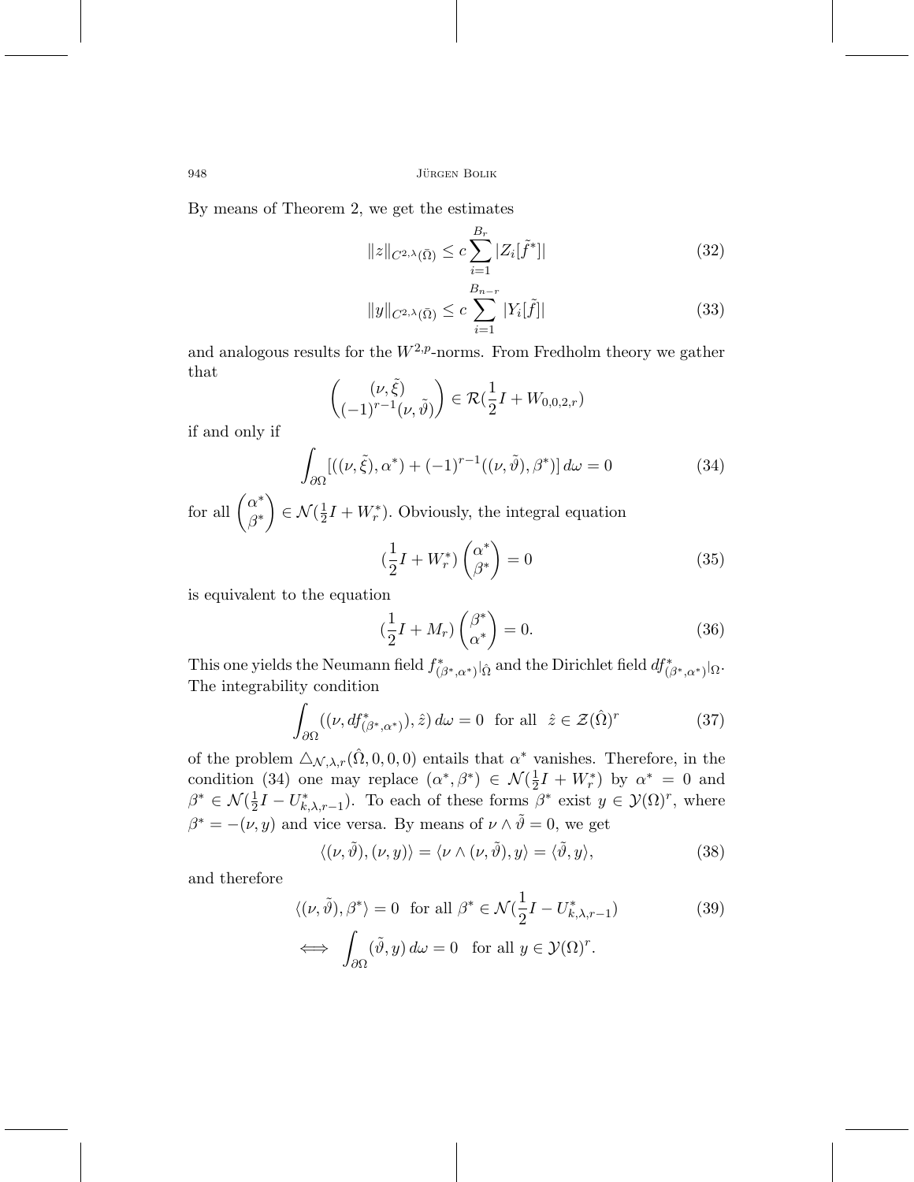By means of Theorem 2, we get the estimates

$$\|z\|_{C^{2,\lambda}(\bar{\Omega})} \leq c \sum_{i=1}^{B_r} |Z_i[\tilde{f}^*]| \tag{32}$$

$$\|y\|_{C^{2,\lambda}(\bar{\Omega})} \leq c \sum_{i=1}^{B_{n-r}} |Y_i[\tilde{f}]| \tag{33}$$

and analogous results for the $W^{2,p}$-norms. From Fredholm theory we gather that

$$\begin{pmatrix} (\nu, \tilde{\xi}) \\ (-1)^{r-1}(\nu, \tilde{\vartheta}) \end{pmatrix} \in \mathcal{R}(\frac{1}{2}I + W_{0,0,2,r})$$

if and only if

$$\int_{\partial\Omega} [((\nu, \tilde{\xi}), \alpha^*) + (-1)^{r-1}((\nu, \tilde{\vartheta}), \beta^*)] \, d\omega = 0 \tag{34}$$

for all $\begin{pmatrix} \alpha^* \\ \beta^* \end{pmatrix} \in \mathcal{N}(\frac{1}{2}I + W_r^*)$. Obviously, the integral equation

$$(\frac{1}{2}I + W_r^*) \begin{pmatrix} \alpha^* \\ \beta^* \end{pmatrix} = 0 \tag{35}$$

is equivalent to the equation

$$(\frac{1}{2}I + M_r) \begin{pmatrix} \beta^* \\ \alpha^* \end{pmatrix} = 0. \tag{36}$$

This one yields the Neumann field $f^*_{(\beta^*, \alpha^*)}|_{\hat{\Omega}}$ and the Dirichlet field $df^*_{(\beta^*, \alpha^*)}|_{\Omega}$. The integrability condition

$$\int_{\partial\Omega} ((\nu, df^*_{(\beta^*, \alpha^*)}), \hat{z}) \, d\omega = 0 \quad \text{for all} \quad \hat{z} \in \mathcal{Z}(\hat{\Omega})^r \tag{37}$$

of the problem $\triangle_{\mathcal{N}, \lambda, r}(\hat{\Omega}, 0, 0, 0)$ entails that $\alpha^*$ vanishes. Therefore, in the condition (34) one may replace $(\alpha^*, \beta^*) \in \mathcal{N}(\frac{1}{2}I + W_r^*)$ by $\alpha^* = 0$ and $\beta^* \in \mathcal{N}(\frac{1}{2}I - U^*_{k,\lambda,r-1})$. To each of these forms $\beta^*$ exist $y \in \mathcal{Y}(\Omega)^r$, where $\beta^* = -(\nu, y)$ and vice versa. By means of $\nu \wedge \tilde{\vartheta} = 0$, we get

$$\langle(\nu, \tilde{\vartheta}), (\nu, y)\rangle = \langle \nu \wedge (\nu, \tilde{\vartheta}), y\rangle = \langle \tilde{\vartheta}, y\rangle, \tag{38}$$

and therefore

$$\langle(\nu, \tilde{\vartheta}), \beta^*\rangle = 0 \quad \text{for all} \ \beta^* \in \mathcal{N}(\frac{1}{2}I - U^*_{k,\lambda,r-1}) \tag{39}$$

$$\iff \int_{\partial\Omega} (\tilde{\vartheta}, y) \, d\omega = 0 \quad \text{for all} \ y \in \mathcal{Y}(\Omega)^r.$$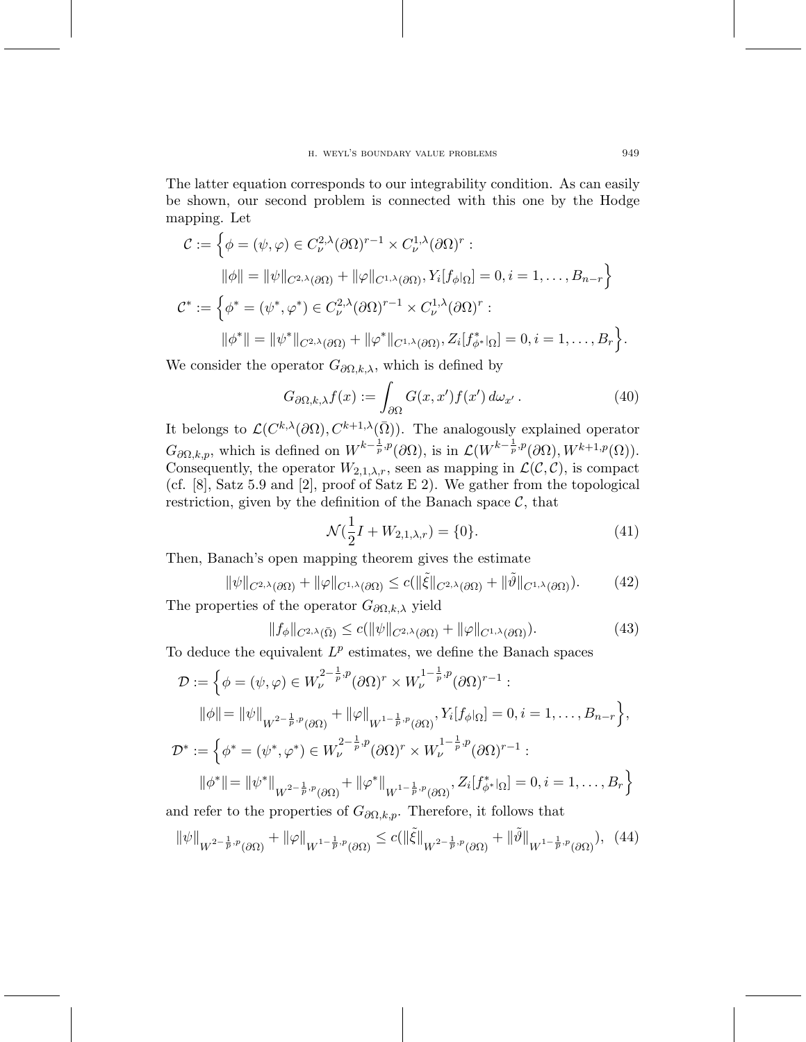The latter equation corresponds to our integrability condition. As can easily be shown, our second problem is connected with this one by the Hodge mapping. Let

$$\mathcal{C} := \Big\{ \phi = (\psi, \varphi) \in C_\nu^{2,\lambda}(\partial\Omega)^{r-1} \times C_\nu^{1,\lambda}(\partial\Omega)^r : \\ \|\phi\| = \|\psi\|_{C^{2,\lambda}(\partial\Omega)} + \|\varphi\|_{C^{1,\lambda}(\partial\Omega)}, Y_i[f_\phi|_\Omega] = 0, i = 1, \ldots, B_{n-r} \Big\}$$

$$\mathcal{C}^* := \Big\{ \phi^* = (\psi^*, \varphi^*) \in C_\nu^{2,\lambda}(\partial\Omega)^{r-1} \times C_\nu^{1,\lambda}(\partial\Omega)^r : \\ \|\phi^*\| = \|\psi^*\|_{C^{2,\lambda}(\partial\Omega)} + \|\varphi^*\|_{C^{1,\lambda}(\partial\Omega)}, Z_i[f^*_{\phi^*}|_\Omega] = 0, i = 1, \ldots, B_r \Big\}.$$

We consider the operator $G_{\partial\Omega,k,\lambda}$, which is defined by

$$G_{\partial\Omega,k,\lambda} f(x) := \int_{\partial\Omega} G(x, x') f(x') \, d\omega_{x'} \,. \tag{40}$$

It belongs to $\mathcal{L}(C^{k,\lambda}(\partial\Omega), C^{k+1,\lambda}(\bar{\Omega}))$. The analogously explained operator $G_{\partial\Omega,k,p}$, which is defined on $W^{k-\frac{1}{p},p}(\partial\Omega)$, is in $\mathcal{L}(W^{k-\frac{1}{p},p}(\partial\Omega), W^{k+1,p}(\Omega))$. Consequently, the operator $W_{2,1,\lambda,r}$, seen as mapping in $\mathcal{L}(\mathcal{C}, \mathcal{C})$, is compact (cf. [8], Satz 5.9 and [2], proof of Satz E 2). We gather from the topological restriction, given by the definition of the Banach space $\mathcal{C}$, that

$$\mathcal{N}(\frac{1}{2} I + W_{2,1,\lambda,r}) = \{0\}. \tag{41}$$

Then, Banach's open mapping theorem gives the estimate

$$\|\psi\|_{C^{2,\lambda}(\partial\Omega)} + \|\varphi\|_{C^{1,\lambda}(\partial\Omega)} \leq c(\|\tilde{\xi}\|_{C^{2,\lambda}(\partial\Omega)} + \|\tilde{\vartheta}\|_{C^{1,\lambda}(\partial\Omega)}). \tag{42}$$

The properties of the operator $G_{\partial\Omega,k,\lambda}$ yield

$$\|f_\phi\|_{C^{2,\lambda}(\bar{\Omega})} \leq c(\|\psi\|_{C^{2,\lambda}(\partial\Omega)} + \|\varphi\|_{C^{1,\lambda}(\partial\Omega)}). \tag{43}$$

To deduce the equivalent $L^p$ estimates, we define the Banach spaces

$$\mathcal{D} := \Big\{ \phi = (\psi, \varphi) \in W_\nu^{2-\frac{1}{p},p}(\partial\Omega)^r \times W_\nu^{1-\frac{1}{p},p}(\partial\Omega)^{r-1} : \\ \|\phi\| = \|\psi\|_{W^{2-\frac{1}{p},p}(\partial\Omega)} + \|\varphi\|_{W^{1-\frac{1}{p},p}(\partial\Omega)}, Y_i[f_\phi|_\Omega] = 0, i = 1, \ldots, B_{n-r} \Big\},$$

$$\mathcal{D}^* := \Big\{ \phi^* = (\psi^*, \varphi^*) \in W_\nu^{2-\frac{1}{p},p}(\partial\Omega)^r \times W_\nu^{1-\frac{1}{p},p}(\partial\Omega)^{r-1} : \\ \|\phi^*\| = \|\psi^*\|_{W^{2-\frac{1}{p},p}(\partial\Omega)} + \|\varphi^*\|_{W^{1-\frac{1}{p},p}(\partial\Omega)}, Z_i[f^*_{\phi^*}|_\Omega] = 0, i = 1, \ldots, B_r \Big\}$$

and refer to the properties of $G_{\partial\Omega,k,p}$. Therefore, it follows that

$$\|\psi\|_{W^{2-\frac{1}{p},p}(\partial\Omega)} + \|\varphi\|_{W^{1-\frac{1}{p},p}(\partial\Omega)} \leq c(\|\tilde{\xi}\|_{W^{2-\frac{1}{p},p}(\partial\Omega)} + \|\tilde{\vartheta}\|_{W^{1-\frac{1}{p},p}(\partial\Omega)}), \tag{44}$$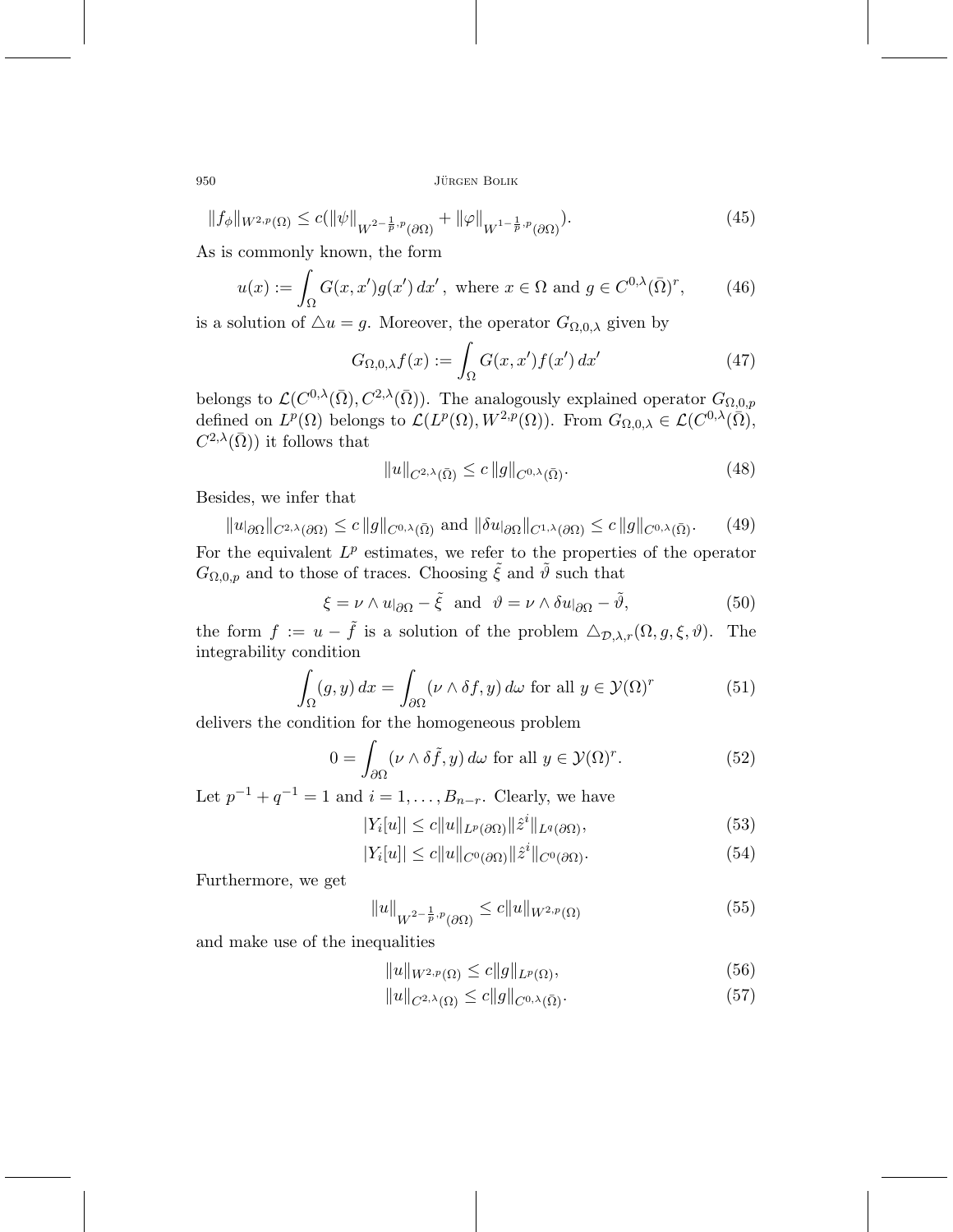$$\|f_\phi\|_{W^{2,p}(\Omega)} \le c(\|\psi\|_{W^{2-\frac{1}{p},p}(\partial\Omega)} + \|\varphi\|_{W^{1-\frac{1}{p},p}(\partial\Omega)}). \tag{45}$$

As is commonly known, the form

$$u(x) := \int_\Omega G(x,x')g(x')\,dx'\,,\ \text{where } x \in \Omega \text{ and } g \in C^{0,\lambda}(\bar\Omega)^r, \tag{46}$$

is a solution of $\triangle u = g$. Moreover, the operator $G_{\Omega,0,\lambda}$ given by

$$G_{\Omega,0,\lambda} f(x) := \int_\Omega G(x,x')f(x')\,dx' \tag{47}$$

belongs to $\mathcal{L}(C^{0,\lambda}(\bar\Omega), C^{2,\lambda}(\bar\Omega))$. The analogously explained operator $G_{\Omega,0,p}$ defined on $L^p(\Omega)$ belongs to $\mathcal{L}(L^p(\Omega), W^{2,p}(\Omega))$. From $G_{\Omega,0,\lambda} \in \mathcal{L}(C^{0,\lambda}(\bar\Omega), C^{2,\lambda}(\bar\Omega))$ it follows that

$$\|u\|_{C^{2,\lambda}(\bar\Omega)} \le c\,\|g\|_{C^{0,\lambda}(\bar\Omega)}. \tag{48}$$

Besides, we infer that

$$\|u|_{\partial\Omega}\|_{C^{2,\lambda}(\partial\Omega)} \le c\,\|g\|_{C^{0,\lambda}(\bar\Omega)} \text{ and } \|\delta u|_{\partial\Omega}\|_{C^{1,\lambda}(\partial\Omega)} \le c\,\|g\|_{C^{0,\lambda}(\bar\Omega)}. \tag{49}$$

For the equivalent $L^p$ estimates, we refer to the properties of the operator $G_{\Omega,0,p}$ and to those of traces. Choosing $\tilde\xi$ and $\tilde\vartheta$ such that

$$\xi = \nu \wedge u|_{\partial\Omega} - \tilde\xi \ \text{ and } \ \vartheta = \nu \wedge \delta u|_{\partial\Omega} - \tilde\vartheta, \tag{50}$$

the form $f := u - \tilde f$ is a solution of the problem $\triangle_{\mathcal{D},\lambda,r}(\Omega, g, \xi, \vartheta)$. The integrability condition

$$\int_\Omega (g,y)\,dx = \int_{\partial\Omega} (\nu \wedge \delta f, y)\,d\omega \text{ for all } y \in \mathcal{Y}(\Omega)^r \tag{51}$$

delivers the condition for the homogeneous problem

$$0 = \int_{\partial\Omega} (\nu \wedge \delta\tilde f, y)\,d\omega \text{ for all } y \in \mathcal{Y}(\Omega)^r. \tag{52}$$

Let $p^{-1} + q^{-1} = 1$ and $i = 1, \ldots, B_{n-r}$. Clearly, we have

$$|Y_i[u]| \le c\|u\|_{L^p(\partial\Omega)}\|\hat z^i\|_{L^q(\partial\Omega)}, \tag{53}$$

$$|Y_i[u]| \le c\|u\|_{C^0(\partial\Omega)}\|\hat z^i\|_{C^0(\partial\Omega)}. \tag{54}$$

Furthermore, we get

$$\|u\|_{W^{2-\frac{1}{p},p}(\partial\Omega)} \le c\|u\|_{W^{2,p}(\Omega)} \tag{55}$$

and make use of the inequalities

$$\|u\|_{W^{2,p}(\Omega)} \le c\|g\|_{L^p(\Omega)}, \tag{56}$$

$$\|u\|_{C^{2,\lambda}(\Omega)} \le c\|g\|_{C^{0,\lambda}(\bar\Omega)}. \tag{57}$$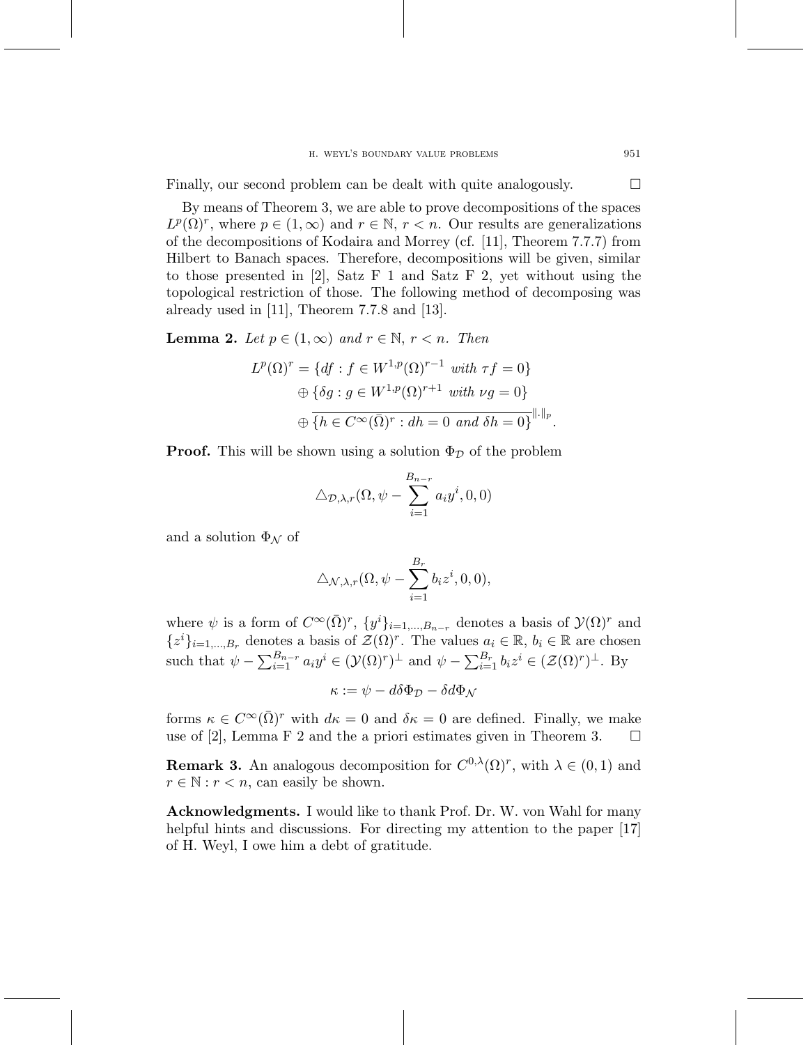Finally, our second problem can be dealt with quite analogously. $\square$

By means of Theorem 3, we are able to prove decompositions of the spaces $L^p(\Omega)^r$, where $p \in (1, \infty)$ and $r \in \mathbb{N}$, $r < n$. Our results are generalizations of the decompositions of Kodaira and Morrey (cf. [11], Theorem 7.7.7) from Hilbert to Banach spaces. Therefore, decompositions will be given, similar to those presented in [2], Satz F 1 and Satz F 2, yet without using the topological restriction of those. The following method of decomposing was already used in [11], Theorem 7.7.8 and [13].

**Lemma 2.** *Let $p \in (1, \infty)$ and $r \in \mathbb{N}$, $r < n$. Then*

$$
\begin{aligned}
L^p(\Omega)^r = &\{df : f \in W^{1,p}(\Omega)^{r-1} \text{ with } \tau f = 0\} \\
&\oplus \{\delta g : g \in W^{1,p}(\Omega)^{r+1} \text{ with } \nu g = 0\} \\
&\oplus \overline{\{h \in C^\infty(\bar{\Omega})^r : dh = 0 \text{ and } \delta h = 0\}}^{\|.\|_p}.
\end{aligned}
$$

**Proof.** This will be shown using a solution $\Phi_{\mathcal{D}}$ of the problem

$$\triangle_{\mathcal{D},\lambda,r}(\Omega, \psi - \sum_{i=1}^{B_{n-r}} a_i y^i, 0, 0)$$

and a solution $\Phi_{\mathcal{N}}$ of

$$\triangle_{\mathcal{N},\lambda,r}(\Omega, \psi - \sum_{i=1}^{B_r} b_i z^i, 0, 0),$$

where $\psi$ is a form of $C^\infty(\bar{\Omega})^r$, $\{y^i\}_{i=1,\ldots,B_{n-r}}$ denotes a basis of $\mathcal{Y}(\Omega)^r$ and $\{z^i\}_{i=1,\ldots,B_r}$ denotes a basis of $\mathcal{Z}(\Omega)^r$. The values $a_i \in \mathbb{R}$, $b_i \in \mathbb{R}$ are chosen such that $\psi - \sum_{i=1}^{B_{n-r}} a_i y^i \in (\mathcal{Y}(\Omega)^r)^\perp$ and $\psi - \sum_{i=1}^{B_r} b_i z^i \in (\mathcal{Z}(\Omega)^r)^\perp$. By

$$\kappa := \psi - d\delta\Phi_{\mathcal{D}} - \delta d\Phi_{\mathcal{N}}$$

forms $\kappa \in C^\infty(\bar{\Omega})^r$ with $d\kappa = 0$ and $\delta\kappa = 0$ are defined. Finally, we make use of [2], Lemma F 2 and the a priori estimates given in Theorem 3. $\square$

**Remark 3.** An analogous decomposition for $C^{0,\lambda}(\Omega)^r$, with $\lambda \in (0, 1)$ and $r \in \mathbb{N} : r < n$, can easily be shown.

**Acknowledgments.** I would like to thank Prof. Dr. W. von Wahl for many helpful hints and discussions. For directing my attention to the paper [17] of H. Weyl, I owe him a debt of gratitude.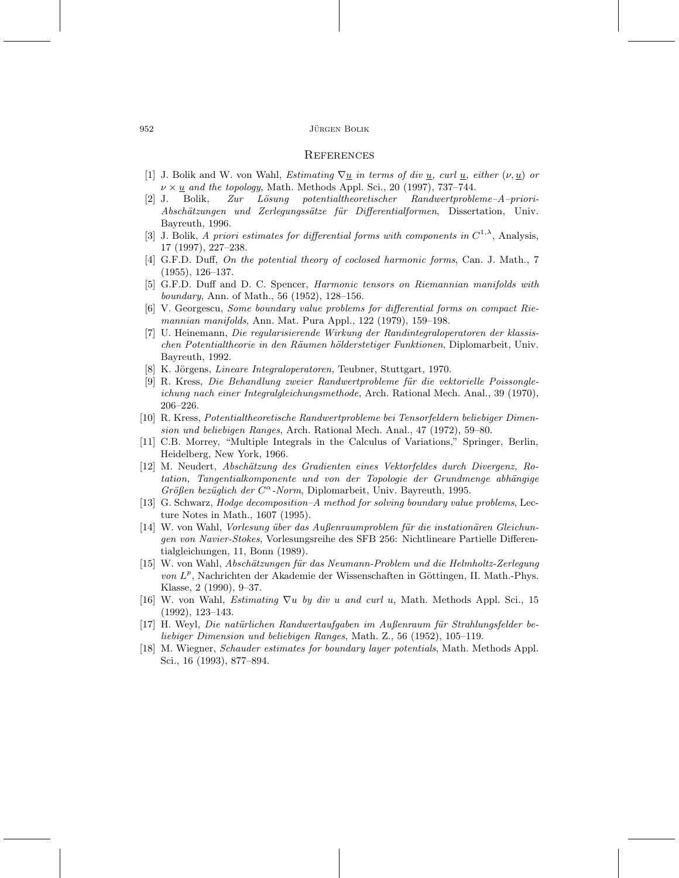## References

[1] J. Bolik and W. von Wahl, *Estimating $\nabla \underline{u}$ in terms of div $\underline{u}$, curl $\underline{u}$, either $(\nu, \underline{u})$ or $\nu \times \underline{u}$ and the topology*, Math. Methods Appl. Sci., 20 (1997), 737–744.

[2] J. Bolik, *Zur Lösung potentialtheoretischer Randwertprobleme–A–priori-Abschätzungen und Zerlegungssätze für Differentialformen*, Dissertation, Univ. Bayreuth, 1996.

[3] J. Bolik, *A priori estimates for differential forms with components in $C^{1,\lambda}$*, Analysis, 17 (1997), 227–238.

[4] G.F.D. Duff, *On the potential theory of coclosed harmonic forms*, Can. J. Math., 7 (1955), 126–137.

[5] G.F.D. Duff and D. C. Spencer, *Harmonic tensors on Riemannian manifolds with boundary*, Ann. of Math., 56 (1952), 128–156.

[6] V. Georgescu, *Some boundary value problems for differential forms on compact Riemannian manifolds*, Ann. Mat. Pura Appl., 122 (1979), 159–198.

[7] U. Heinemann, *Die regularisierende Wirkung der Randintegraloperatoren der klassischen Potentialtheorie in den Räumen hölderstetiger Funktionen*, Diplomarbeit, Univ. Bayreuth, 1992.

[8] K. Jörgens, *Lineare Integraloperatoren*, Teubner, Stuttgart, 1970.

[9] R. Kress, *Die Behandlung zweier Randwertprobleme für die vektorielle Poissongleichung nach einer Integralgleichungsmethode*, Arch. Rational Mech. Anal., 39 (1970), 206–226.

[10] R. Kress, *Potentialtheoretische Randwertprobleme bei Tensorfeldern beliebiger Dimension und beliebigen Ranges*, Arch. Rational Mech. Anal., 47 (1972), 59–80.

[11] C.B. Morrey, "Multiple Integrals in the Calculus of Variations," Springer, Berlin, Heidelberg, New York, 1966.

[12] M. Neudert, *Abschätzung des Gradienten eines Vektorfeldes durch Divergenz, Rotation, Tangentialkomponente und von der Topologie der Grundmenge abhängige Größen bezüglich der $C^\alpha$-Norm*, Diplomarbeit, Univ. Bayreuth, 1995.

[13] G. Schwarz, *Hodge decomposition–A method for solving boundary value problems*, Lecture Notes in Math., 1607 (1995).

[14] W. von Wahl, *Vorlesung über das Außenraumproblem für die instationären Gleichungen von Navier-Stokes*, Vorlesungsreihe des SFB 256: Nichtlineare Partielle Differentialgleichungen, 11, Bonn (1989).

[15] W. von Wahl, *Abschätzungen für das Neumann-Problem und die Helmholtz-Zerlegung von $L^p$*, Nachrichten der Akademie der Wissenschaften in Göttingen, II. Math.-Phys. Klasse, 2 (1990), 9–37.

[16] W. von Wahl, *Estimating $\nabla u$ by div $u$ and curl $u$*, Math. Methods Appl. Sci., 15 (1992), 123–143.

[17] H. Weyl, *Die natürlichen Randwertaufgaben im Außenraum für Strahlungsfelder beliebiger Dimension und beliebigen Ranges*, Math. Z., 56 (1952), 105–119.

[18] M. Wiegner, *Schauder estimates for boundary layer potentials*, Math. Methods Appl. Sci., 16 (1993), 877–894.